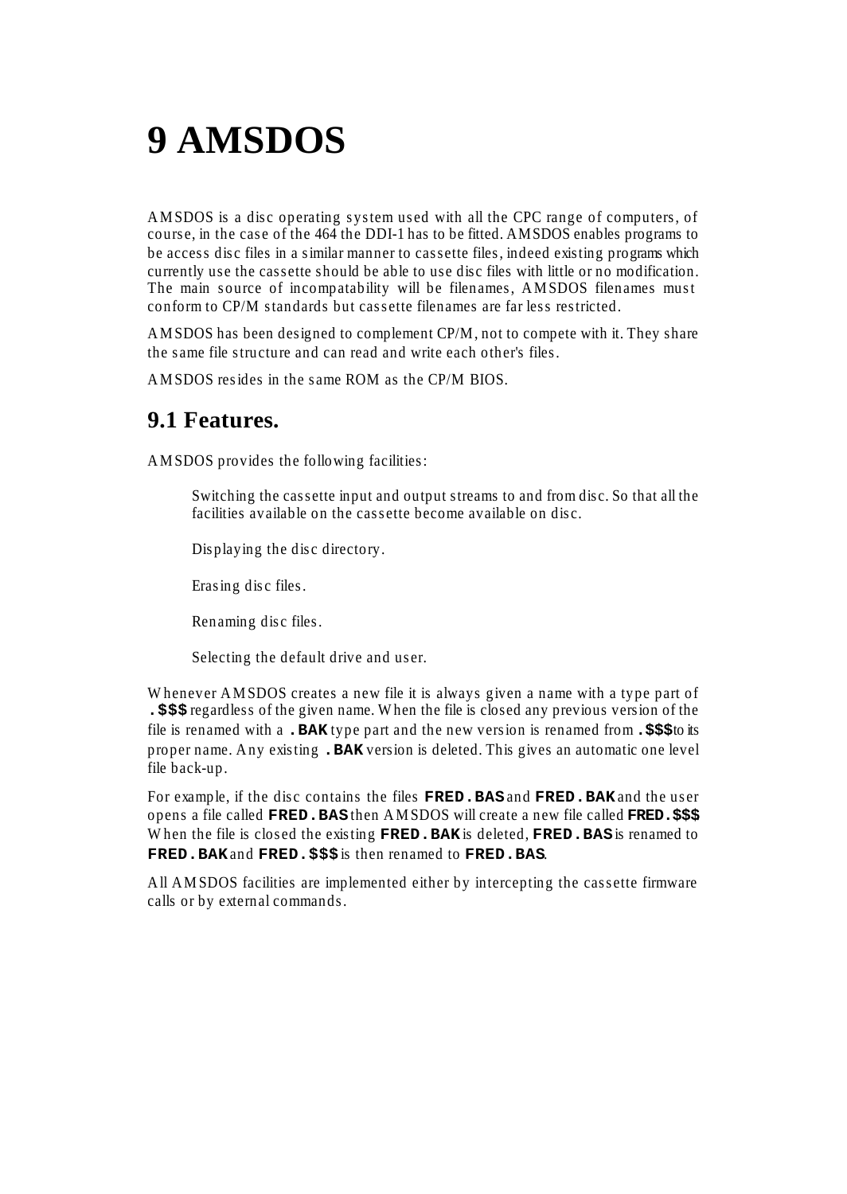# 9 AMSDOS

AMSDOS is a disc operating system used with all the CPC range of computers, of course, in the case of the 464 the DDI-1 has to be fitted. AMSDOS enables programs to be access disc files in a similar manner to cassette files, indeed existing programs which currently use the cassette should be able to use disc files with little or no modification. The main source of incompatability will be filenames, AMSDOS filenames must conform to CP/M standards but cassette filenames are far less restricted.

AMSDOS has been designed to complement CP/M, not to compete with it. They share the same file structure and can read and write each other's files.

AMSDOS resides in the same ROM as the CP/M BIOS.

## 9.1 Features.

AMSDOS provides the following facilities:

> Switching the cassette input and output streams to and from disc. So that all the facilities available on the cassette become available on disc.
>
> Displaying the disc directory.
>
> Erasing disc files.
>
> Renaming disc files.
>
> Selecting the default drive and user.

Whenever AMSDOS creates a new file it is always given a name with a type part of **.$$$** regardless of the given name. When the file is closed any previous version of the file is renamed with a **.BAK** type part and the new version is renamed from **.$$$** to its proper name. Any existing **.BAK** version is deleted. This gives an automatic one level file back-up.

For example, if the disc contains the files **FRED.BAS** and **FRED.BAK** and the user opens a file called **FRED.BAS** then AMSDOS will create a new file called **FRED.$$$** When the file is closed the existing **FRED.BAK** is deleted, **FRED.BAS** is renamed to **FRED.BAK** and **FRED.$$$** is then renamed to **FRED.BAS**.

All AMSDOS facilities are implemented either by intercepting the cassette firmware calls or by external commands.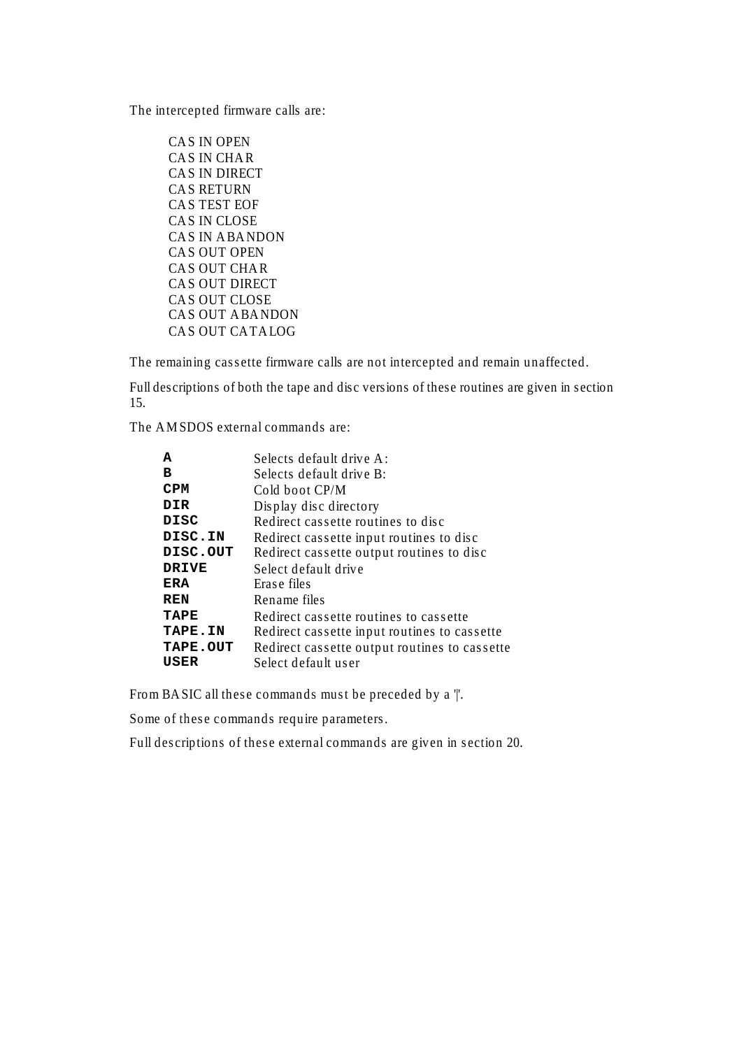The intercepted firmware calls are:

CAS IN OPEN
CAS IN CHAR
CAS IN DIRECT
CAS RETURN
CAS TEST EOF
CAS IN CLOSE
CAS IN ABANDON
CAS OUT OPEN
CAS OUT CHAR
CAS OUT DIRECT
CAS OUT CLOSE
CAS OUT ABANDON
CAS OUT CATALOG

The remaining cassette firmware calls are not intercepted and remain unaffected.

Full descriptions of both the tape and disc versions of these routines are given in section 15.

The AMSDOS external commands are:

| | |
|---|---|
| **A** | Selects default drive A: |
| **B** | Selects default drive B: |
| **CPM** | Cold boot CP/M |
| **DIR** | Display disc directory |
| **DISC** | Redirect cassette routines to disc |
| **DISC.IN** | Redirect cassette input routines to disc |
| **DISC.OUT** | Redirect cassette output routines to disc |
| **DRIVE** | Select default drive |
| **ERA** | Erase files |
| **REN** | Rename files |
| **TAPE** | Redirect cassette routines to cassette |
| **TAPE.IN** | Redirect cassette input routines to cassette |
| **TAPE.OUT** | Redirect cassette output routines to cassette |
| **USER** | Select default user |

From BASIC all these commands must be preceded by a '|'.

Some of these commands require parameters.

Full descriptions of these external commands are given in section 20.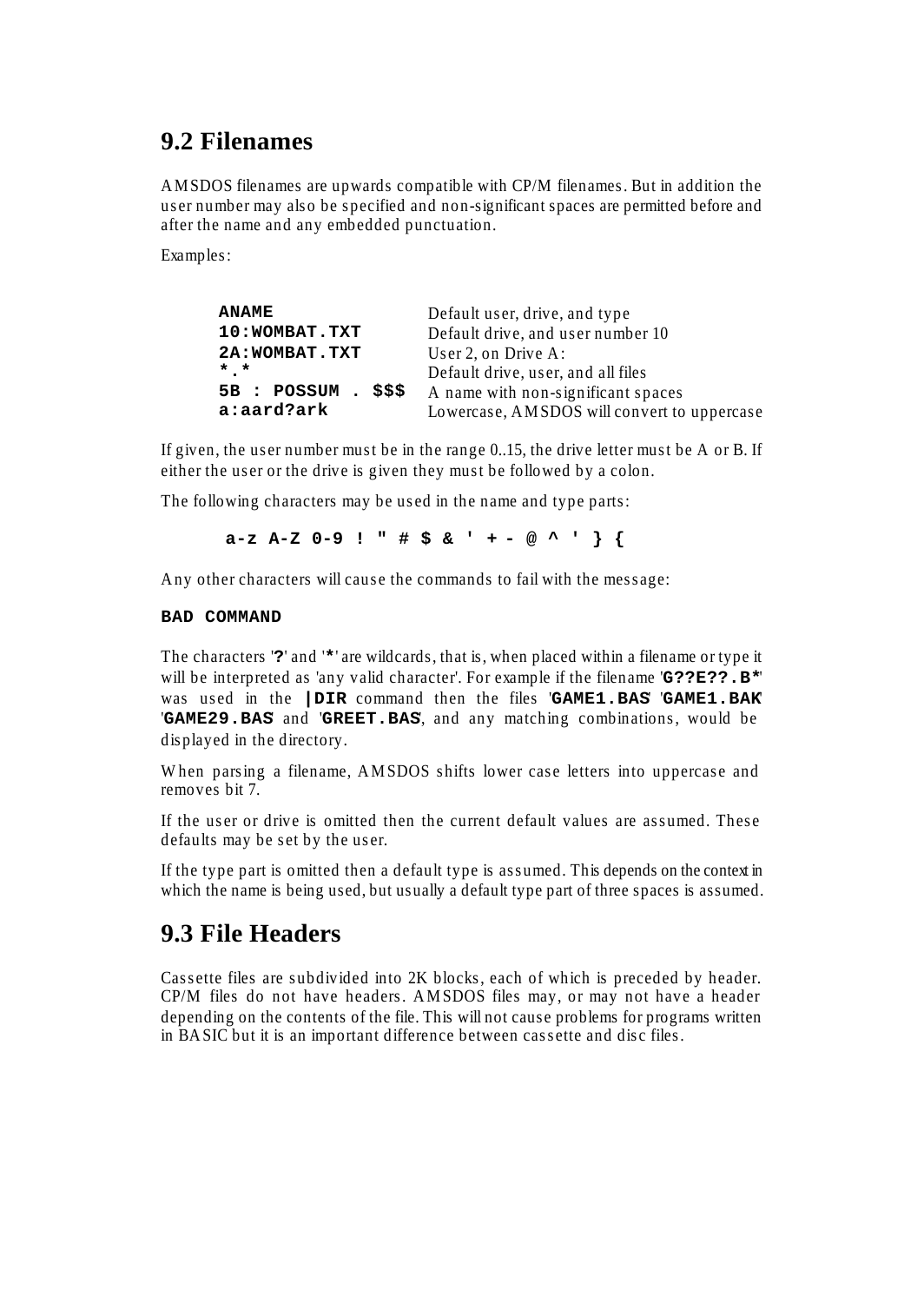## 9.2 Filenames

AMSDOS filenames are upwards compatible with CP/M filenames. But in addition the user number may also be specified and non-significant spaces are permitted before and after the name and any embedded punctuation.

Examples:

| | |
|---|---|
| **ANAME** | Default user, drive, and type |
| **10:WOMBAT.TXT** | Default drive, and user number 10 |
| **2A:WOMBAT.TXT** | User 2, on Drive A: |
| **\*.\*** | Default drive, user, and all files |
| **5B : POSSUM . $$$** | A name with non-significant spaces |
| **a:aard?ark** | Lowercase, AMSDOS will convert to uppercase |

If given, the user number must be in the range 0..15, the drive letter must be A or B. If either the user or the drive is given they must be followed by a colon.

The following characters may be used in the name and type parts:

**a-z A-Z 0-9 ! " # $ & ' + - @ ^ ' } {**

Any other characters will cause the commands to fail with the message:

**BAD COMMAND**

The characters '**?**' and '**\***' are wildcards, that is, when placed within a filename or type it will be interpreted as 'any valid character'. For example if the filename '**G??E??.B\***' was used in the **|DIR** command then the files '**GAME1.BAS**' '**GAME1.BAK**' '**GAME29.BAS**' and '**GREET.BAS**', and any matching combinations, would be displayed in the directory.

When parsing a filename, AMSDOS shifts lower case letters into uppercase and removes bit 7.

If the user or drive is omitted then the current default values are assumed. These defaults may be set by the user.

If the type part is omitted then a default type is assumed. This depends on the context in which the name is being used, but usually a default type part of three spaces is assumed.

## 9.3 File Headers

Cassette files are subdivided into 2K blocks, each of which is preceded by header. CP/M files do not have headers. AMSDOS files may, or may not have a header depending on the contents of the file. This will not cause problems for programs written in BASIC but it is an important difference between cassette and disc files.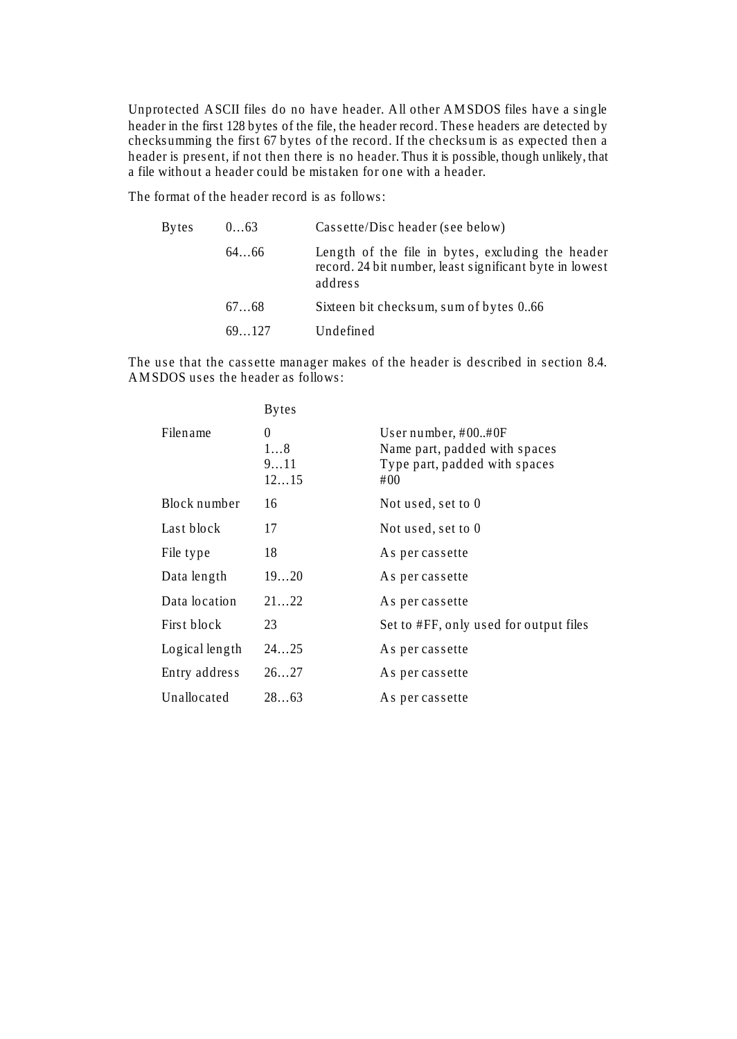Unprotected ASCII files do no have header. All other AMSDOS files have a single header in the first 128 bytes of the file, the header record. These headers are detected by checksumming the first 67 bytes of the record. If the checksum is as expected then a header is present, if not then there is no header. Thus it is possible, though unlikely, that a file without a header could be mistaken for one with a header.

The format of the header record is as follows:

| | | |
|---|---|---|
| Bytes | 0…63 | Cassette/Disc header (see below) |
| | 64…66 | Length of the file in bytes, excluding the header record. 24 bit number, least significant byte in lowest address |
| | 67…68 | Sixteen bit checksum, sum of bytes 0..66 |
| | 69…127 | Undefined |

The use that the cassette manager makes of the header is described in section 8.4. AMSDOS uses the header as follows:

| | Bytes | |
|---|---|---|
| Filename | 0 | User number, #00..#0F |
| | 1…8 | Name part, padded with spaces |
| | 9…11 | Type part, padded with spaces |
| | 12…15 | #00 |
| Block number | 16 | Not used, set to 0 |
| Last block | 17 | Not used, set to 0 |
| File type | 18 | As per cassette |
| Data length | 19…20 | As per cassette |
| Data location | 21…22 | As per cassette |
| First block | 23 | Set to #FF, only used for output files |
| Logical length | 24…25 | As per cassette |
| Entry address | 26…27 | As per cassette |
| Unallocated | 28…63 | As per cassette |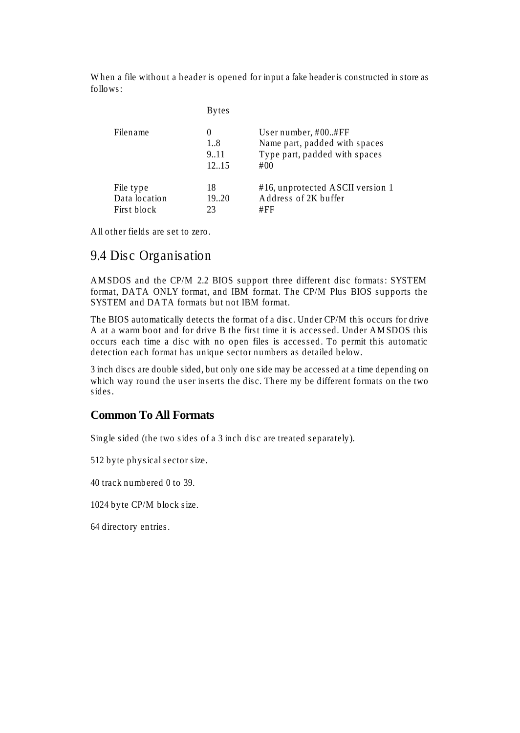When a file without a header is opened for input a fake header is constructed in store as follows:

| | Bytes | |
|---|---|---|
| Filename | 0 | User number, #00..#FF |
| | 1..8 | Name part, padded with spaces |
| | 9..11 | Type part, padded with spaces |
| | 12..15 | #00 |
| File type | 18 | #16, unprotected ASCII version 1 |
| Data location | 19..20 | Address of 2K buffer |
| First block | 23 | #FF |

All other fields are set to zero.

## 9.4 Disc Organisation

AMSDOS and the CP/M 2.2 BIOS support three different disc formats: SYSTEM format, DATA ONLY format, and IBM format. The CP/M Plus BIOS supports the SYSTEM and DATA formats but not IBM format.

The BIOS automatically detects the format of a disc. Under CP/M this occurs for drive A at a warm boot and for drive B the first time it is accessed. Under AMSDOS this occurs each time a disc with no open files is accessed. To permit this automatic detection each format has unique sector numbers as detailed below.

3 inch discs are double sided, but only one side may be accessed at a time depending on which way round the user inserts the disc. There my be different formats on the two sides.

### Common To All Formats

Single sided (the two sides of a 3 inch disc are treated separately).

512 byte physical sector size.

40 track numbered 0 to 39.

1024 byte CP/M block size.

64 directory entries.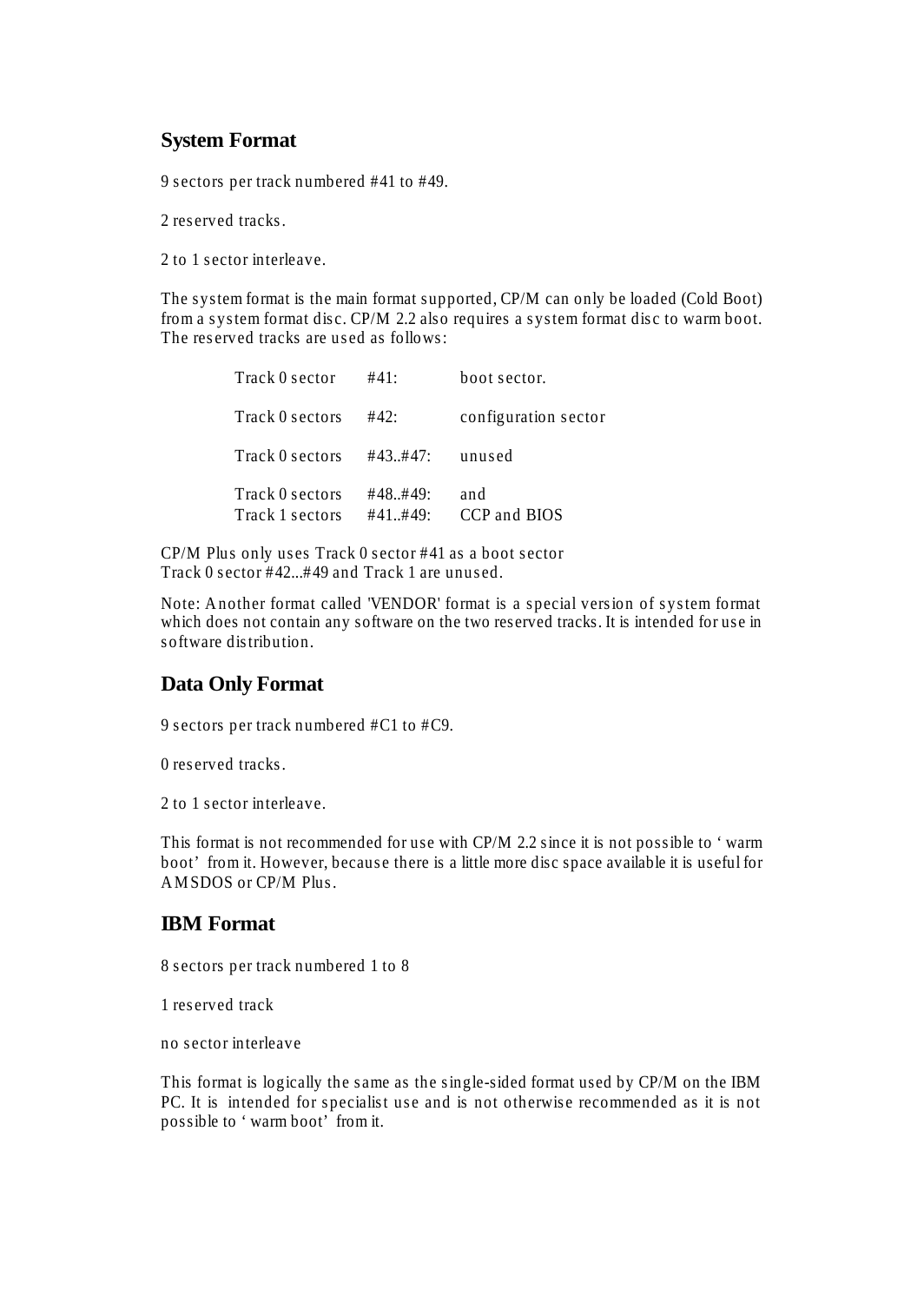## System Format

9 sectors per track numbered #41 to #49.

2 reserved tracks.

2 to 1 sector interleave.

The system format is the main format supported, CP/M can only be loaded (Cold Boot) from a system format disc. CP/M 2.2 also requires a system format disc to warm boot. The reserved tracks are used as follows:

| | | |
|---|---|---|
| Track 0 sector | #41: | boot sector. |
| Track 0 sectors | #42: | configuration sector |
| Track 0 sectors | #43..#47: | unused |
| Track 0 sectors<br>Track 1 sectors | #48..#49:<br>#41..#49: | and<br>CCP and BIOS |

CP/M Plus only uses Track 0 sector #41 as a boot sector
Track 0 sector #42...#49 and Track 1 are unused.

Note: Another format called 'VENDOR' format is a special version of system format which does not contain any software on the two reserved tracks. It is intended for use in software distribution.

## Data Only Format

9 sectors per track numbered #C1 to #C9.

0 reserved tracks.

2 to 1 sector interleave.

This format is not recommended for use with CP/M 2.2 since it is not possible to ' warm boot' from it. However, because there is a little more disc space available it is useful for AMSDOS or CP/M Plus.

## IBM Format

8 sectors per track numbered 1 to 8

1 reserved track

no sector interleave

This format is logically the same as the single-sided format used by CP/M on the IBM PC. It is intended for specialist use and is not otherwise recommended as it is not possible to ' warm boot' from it.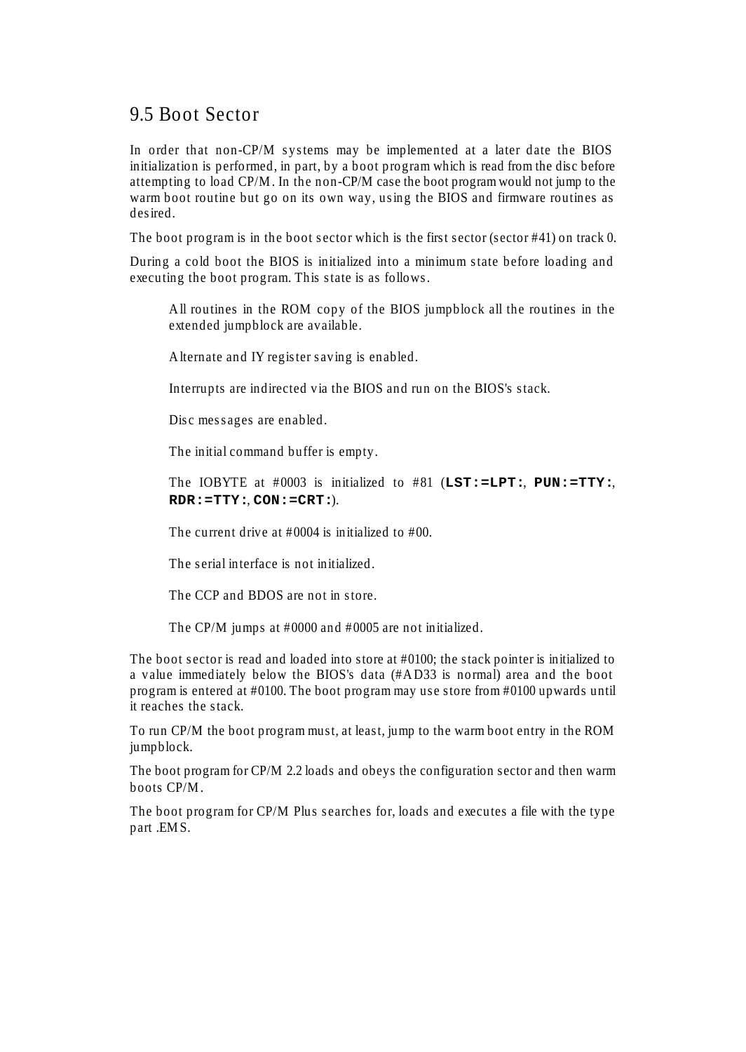## 9.5 Boot Sector

In order that non-CP/M systems may be implemented at a later date the BIOS initialization is performed, in part, by a boot program which is read from the disc before attempting to load CP/M. In the non-CP/M case the boot program would not jump to the warm boot routine but go on its own way, using the BIOS and firmware routines as desired.

The boot program is in the boot sector which is the first sector (sector #41) on track 0.

During a cold boot the BIOS is initialized into a minimum state before loading and executing the boot program. This state is as follows.

> All routines in the ROM copy of the BIOS jumpblock all the routines in the extended jumpblock are available.
>
> Alternate and IY register saving is enabled.
>
> Interrupts are indirected via the BIOS and run on the BIOS's stack.
>
> Disc messages are enabled.
>
> The initial command buffer is empty.
>
> The IOBYTE at #0003 is initialized to #81 (**`LST:=LPT:`**, **`PUN:=TTY:`**, **`RDR:=TTY:`**, **`CON:=CRT:`**).
>
> The current drive at #0004 is initialized to #00.
>
> The serial interface is not initialized.
>
> The CCP and BDOS are not in store.
>
> The CP/M jumps at #0000 and #0005 are not initialized.

The boot sector is read and loaded into store at #0100; the stack pointer is initialized to a value immediately below the BIOS's data (#AD33 is normal) area and the boot program is entered at #0100. The boot program may use store from #0100 upwards until it reaches the stack.

To run CP/M the boot program must, at least, jump to the warm boot entry in the ROM jumpblock.

The boot program for CP/M 2.2 loads and obeys the configuration sector and then warm boots CP/M.

The boot program for CP/M Plus searches for, loads and executes a file with the type part .EMS.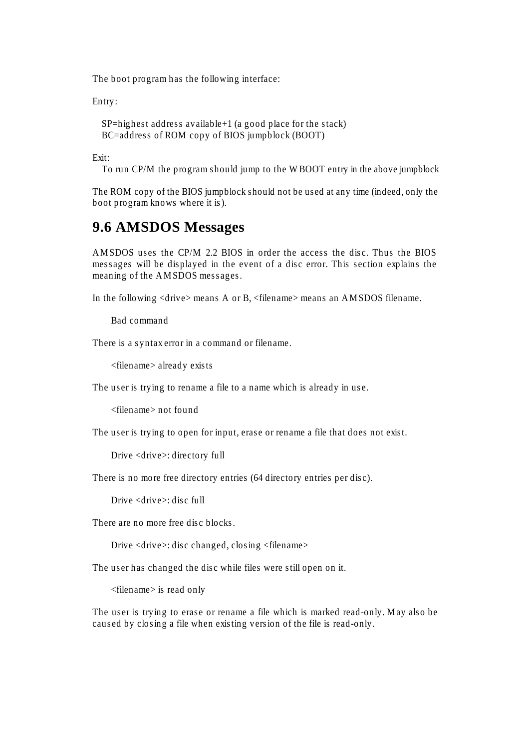The boot program has the following interface:

Entry:

SP=highest address available+1 (a good place for the stack)  
BC=address of ROM copy of BIOS jumpblock (BOOT)

Exit:  
To run CP/M the program should jump to the WBOOT entry in the above jumpblock

The ROM copy of the BIOS jumpblock should not be used at any time (indeed, only the boot program knows where it is).

## 9.6 AMSDOS Messages

AMSDOS uses the CP/M 2.2 BIOS in order the access the disc. Thus the BIOS messages will be displayed in the event of a disc error. This section explains the meaning of the AMSDOS messages.

In the following <drive> means A or B, <filename> means an AMSDOS filename.

    Bad command

There is a syntax error in a command or filename.

    <filename> already exists

The user is trying to rename a file to a name which is already in use.

    <filename> not found

The user is trying to open for input, erase or rename a file that does not exist.

    Drive <drive>: directory full

There is no more free directory entries (64 directory entries per disc).

    Drive <drive>: disc full

There are no more free disc blocks.

    Drive <drive>: disc changed, closing <filename>

The user has changed the disc while files were still open on it.

    <filename> is read only

The user is trying to erase or rename a file which is marked read-only. May also be caused by closing a file when existing version of the file is read-only.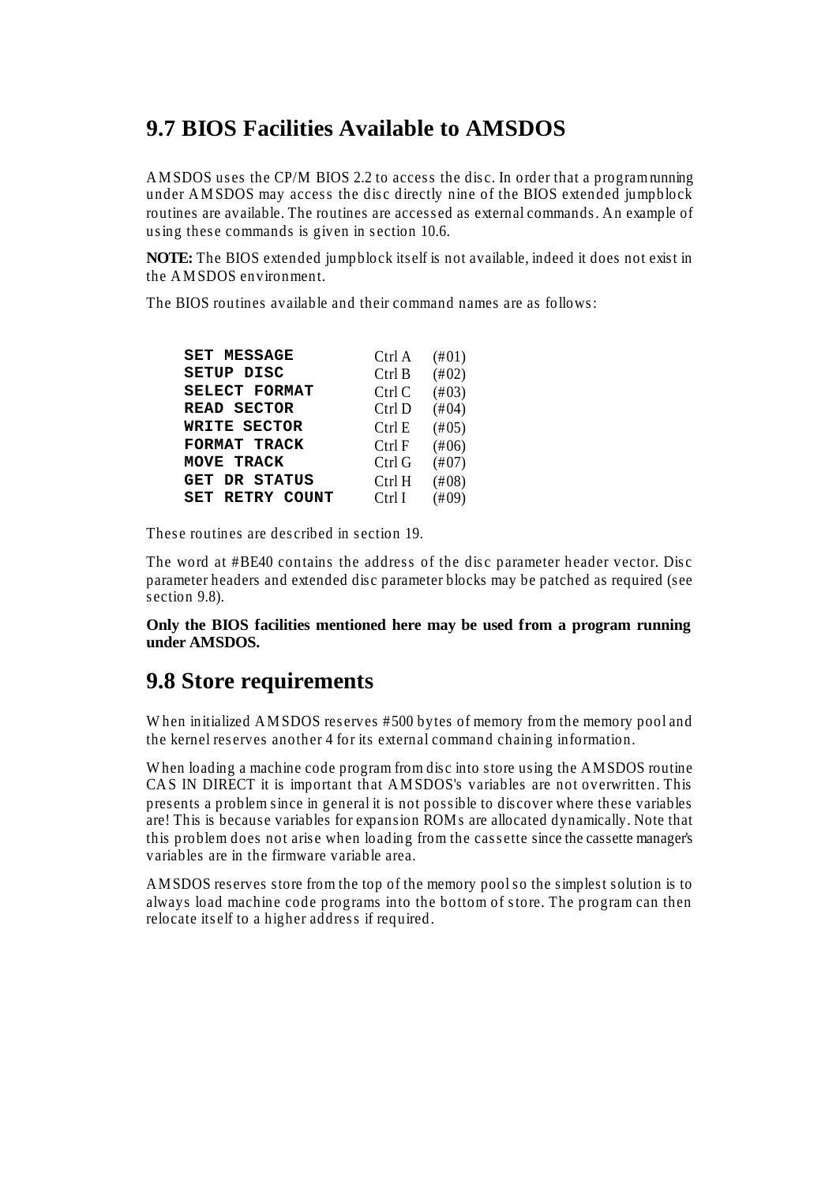## 9.7 BIOS Facilities Available to AMSDOS

AMSDOS uses the CP/M BIOS 2.2 to access the disc. In order that a program running under AMSDOS may access the disc directly nine of the BIOS extended jumpblock routines are available. The routines are accessed as external commands. An example of using these commands is given in section 10.6.

**NOTE:** The BIOS extended jumpblock itself is not available, indeed it does not exist in the AMSDOS environment.

The BIOS routines available and their command names are as follows:

| | | |
|---|---|---|
| `SET MESSAGE` | Ctrl A | (#01) |
| `SETUP DISC` | Ctrl B | (#02) |
| `SELECT FORMAT` | Ctrl C | (#03) |
| `READ SECTOR` | Ctrl D | (#04) |
| `WRITE SECTOR` | Ctrl E | (#05) |
| `FORMAT TRACK` | Ctrl F | (#06) |
| `MOVE TRACK` | Ctrl G | (#07) |
| `GET DR STATUS` | Ctrl H | (#08) |
| `SET RETRY COUNT` | Ctrl I | (#09) |

These routines are described in section 19.

The word at #BE40 contains the address of the disc parameter header vector. Disc parameter headers and extended disc parameter blocks may be patched as required (see section 9.8).

**Only the BIOS facilities mentioned here may be used from a program running under AMSDOS.**

## 9.8 Store requirements

When initialized AMSDOS reserves #500 bytes of memory from the memory pool and the kernel reserves another 4 for its external command chaining information.

When loading a machine code program from disc into store using the AMSDOS routine CAS IN DIRECT it is important that AMSDOS's variables are not overwritten. This presents a problem since in general it is not possible to discover where these variables are! This is because variables for expansion ROMs are allocated dynamically. Note that this problem does not arise when loading from the cassette since the cassette manager's variables are in the firmware variable area.

AMSDOS reserves store from the top of the memory pool so the simplest solution is to always load machine code programs into the bottom of store. The program can then relocate itself to a higher address if required.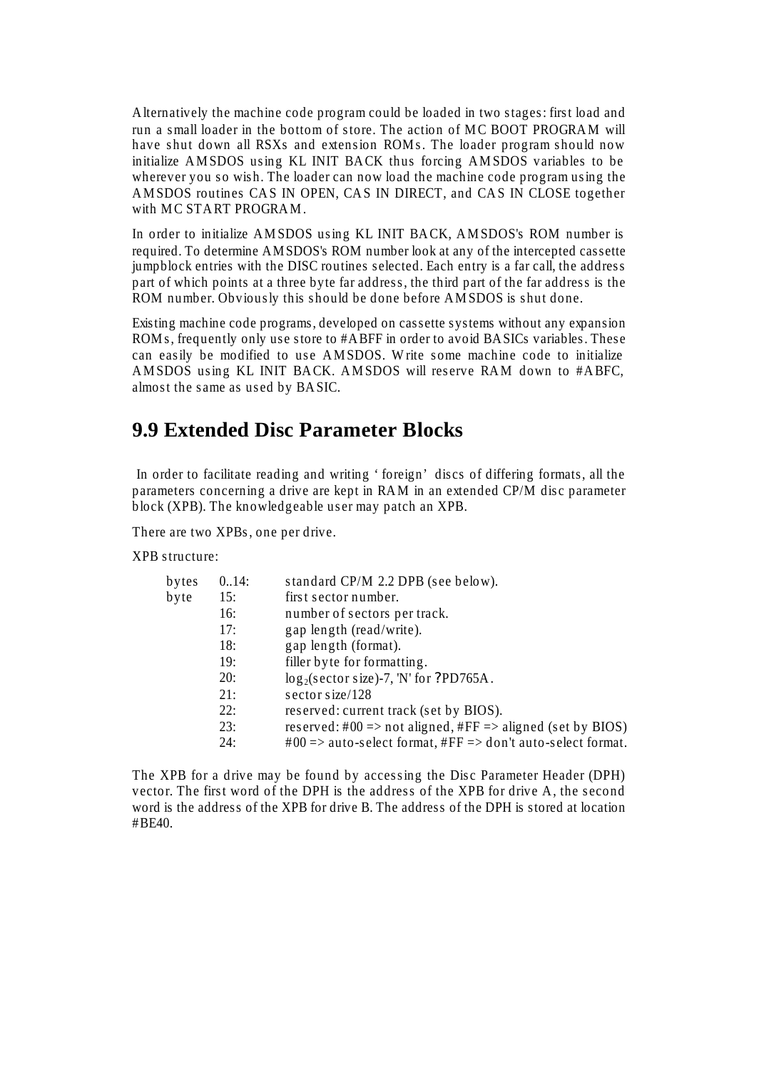Alternatively the machine code program could be loaded in two stages: first load and run a small loader in the bottom of store. The action of MC BOOT PROGRAM will have shut down all RSXs and extension ROMs. The loader program should now initialize AMSDOS using KL INIT BACK thus forcing AMSDOS variables to be wherever you so wish. The loader can now load the machine code program using the AMSDOS routines CAS IN OPEN, CAS IN DIRECT, and CAS IN CLOSE together with MC START PROGRAM.

In order to initialize AMSDOS using KL INIT BACK, AMSDOS's ROM number is required. To determine AMSDOS's ROM number look at any of the intercepted cassette jumpblock entries with the DISC routines selected. Each entry is a far call, the address part of which points at a three byte far address, the third part of the far address is the ROM number. Obviously this should be done before AMSDOS is shut done.

Existing machine code programs, developed on cassette systems without any expansion ROMs, frequently only use store to #ABFF in order to avoid BASICs variables. These can easily be modified to use AMSDOS. Write some machine code to initialize AMSDOS using KL INIT BACK. AMSDOS will reserve RAM down to #ABFC, almost the same as used by BASIC.

## 9.9 Extended Disc Parameter Blocks

In order to facilitate reading and writing 'foreign' discs of differing formats, all the parameters concerning a drive are kept in RAM in an extended CP/M disc parameter block (XPB). The knowledgeable user may patch an XPB.

There are two XPBs, one per drive.

XPB structure:

| | | |
|---|---|---|
| bytes | 0..14: | standard CP/M 2.2 DPB (see below). |
| byte | 15: | first sector number. |
| | 16: | number of sectors per track. |
| | 17: | gap length (read/write). |
| | 18: | gap length (format). |
| | 19: | filler byte for formatting. |
| | 20: | $\log_2$(sector size)-7, 'N' for ?PD765A. |
| | 21: | sector size/128 |
| | 22: | reserved: current track (set by BIOS). |
| | 23: | reserved: #00 => not aligned, #FF => aligned (set by BIOS) |
| | 24: | #00 => auto-select format, #FF => don't auto-select format. |

The XPB for a drive may be found by accessing the Disc Parameter Header (DPH) vector. The first word of the DPH is the address of the XPB for drive A, the second word is the address of the XPB for drive B. The address of the DPH is stored at location #BE40.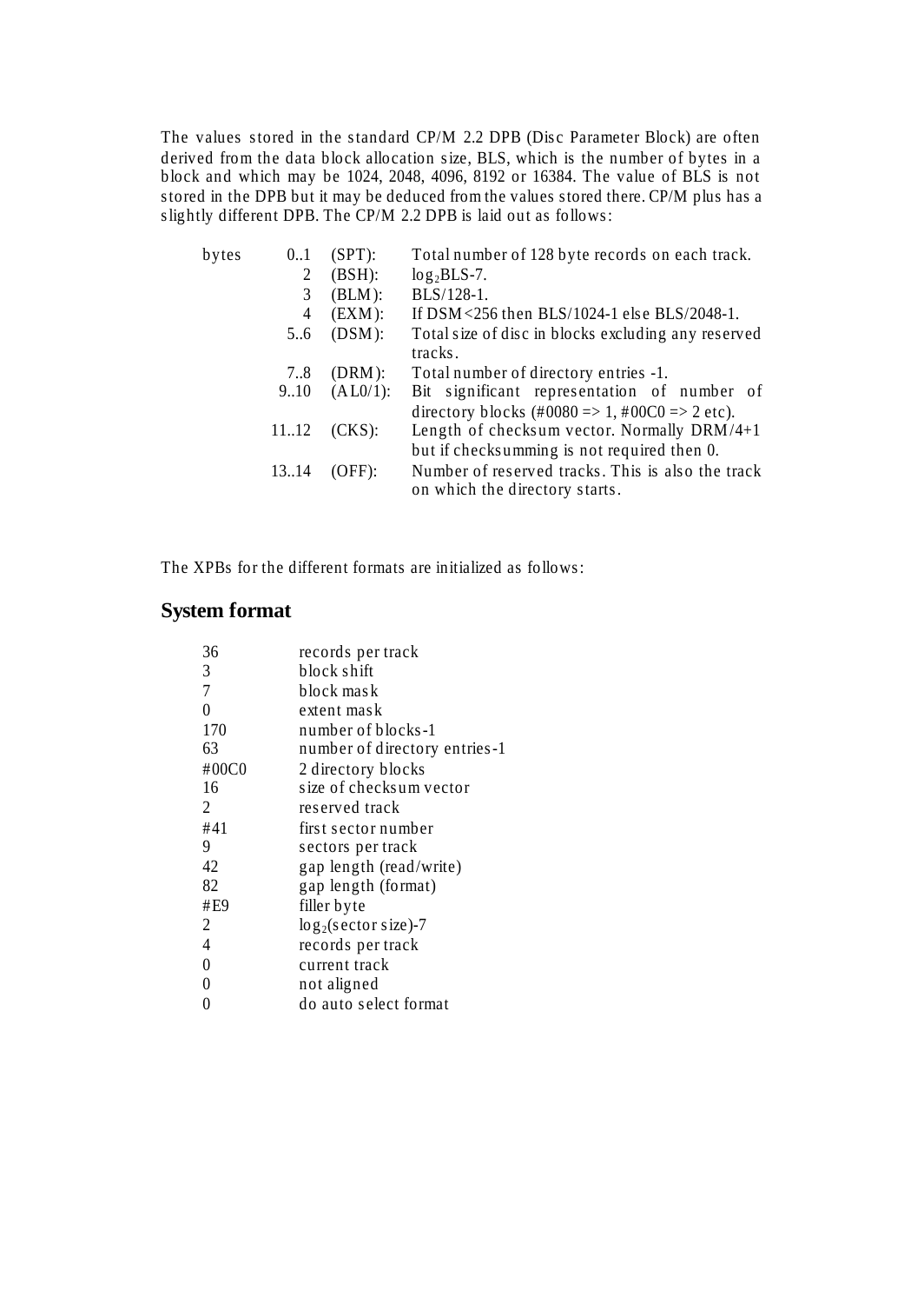The values stored in the standard CP/M 2.2 DPB (Disc Parameter Block) are often derived from the data block allocation size, BLS, which is the number of bytes in a block and which may be 1024, 2048, 4096, 8192 or 16384. The value of BLS is not stored in the DPB but it may be deduced from the values stored there. CP/M plus has a slightly different DPB. The CP/M 2.2 DPB is laid out as follows:

| | | | |
|---|---|---|---|
| bytes | 0..1 | (SPT): | Total number of 128 byte records on each track. |
| | 2 | (BSH): | $\log_2$BLS-7. |
| | 3 | (BLM): | BLS/128-1. |
| | 4 | (EXM): | If DSM<256 then BLS/1024-1 else BLS/2048-1. |
| | 5..6 | (DSM): | Total size of disc in blocks excluding any reserved tracks. |
| | 7..8 | (DRM): | Total number of directory entries -1. |
| | 9..10 | (AL0/1): | Bit significant representation of number of directory blocks (#0080 => 1, #00C0 => 2 etc). |
| | 11..12 | (CKS): | Length of checksum vector. Normally DRM/4+1 but if checksumming is not required then 0. |
| | 13..14 | (OFF): | Number of reserved tracks. This is also the track on which the directory starts. |

The XPBs for the different formats are initialized as follows:

## System format

| | |
|---|---|
| 36 | records per track |
| 3 | block shift |
| 7 | block mask |
| 0 | extent mask |
| 170 | number of blocks-1 |
| 63 | number of directory entries-1 |
| #00C0 | 2 directory blocks |
| 16 | size of checksum vector |
| 2 | reserved track |
| #41 | first sector number |
| 9 | sectors per track |
| 42 | gap length (read/write) |
| 82 | gap length (format) |
| #E9 | filler byte |
| 2 | $\log_2$(sector size)-7 |
| 4 | records per track |
| 0 | current track |
| 0 | not aligned |
| 0 | do auto select format |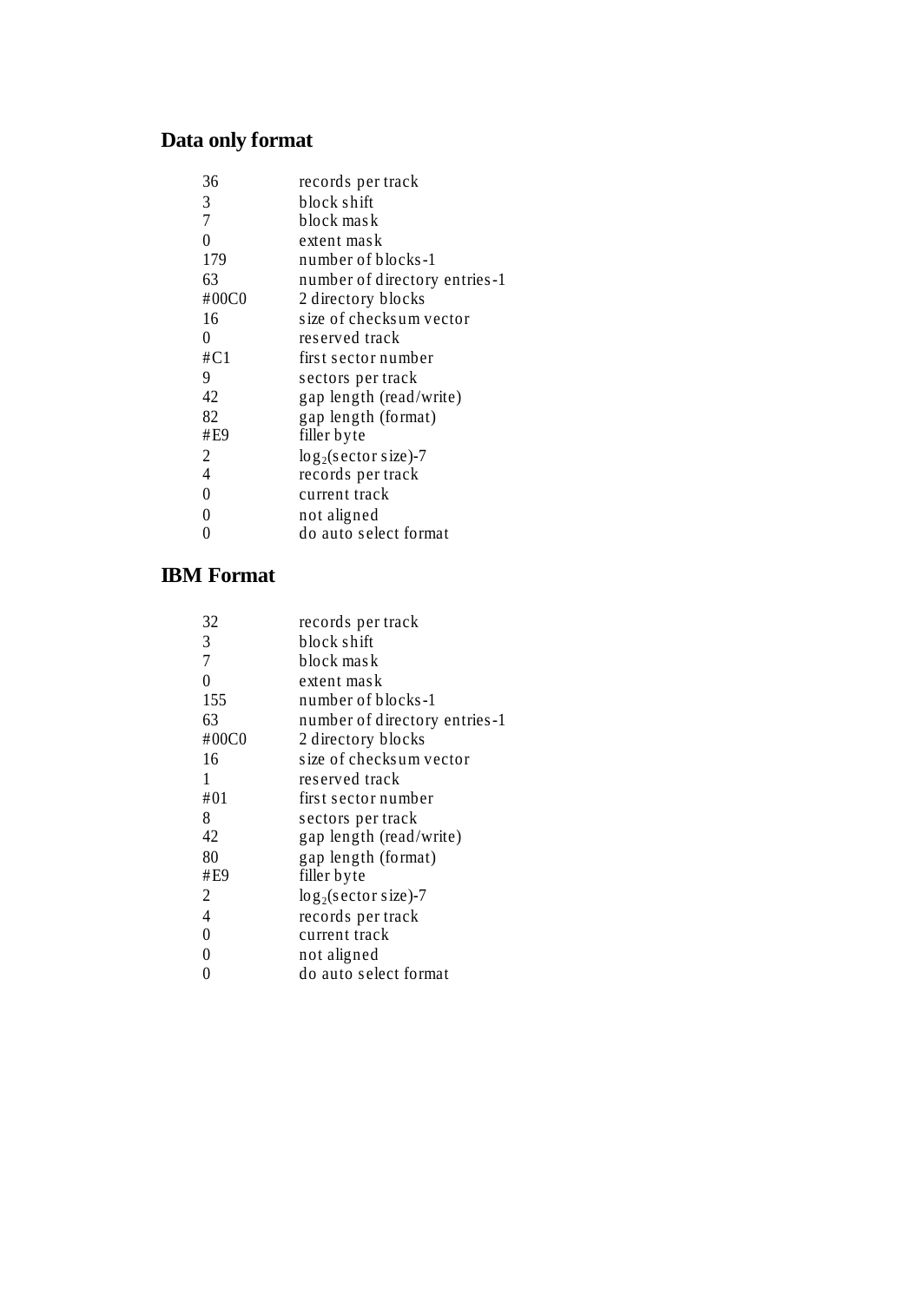## Data only format

| | |
|---|---|
| 36 | records per track |
| 3 | block shift |
| 7 | block mask |
| 0 | extent mask |
| 179 | number of blocks-1 |
| 63 | number of directory entries-1 |
| #00C0 | 2 directory blocks |
| 16 | size of checksum vector |
| 0 | reserved track |
| #C1 | first sector number |
| 9 | sectors per track |
| 42 | gap length (read/write) |
| 82 | gap length (format) |
| #E9 | filler byte |
| 2 | $\log_2$(sector size)-7 |
| 4 | records per track |
| 0 | current track |
| 0 | not aligned |
| 0 | do auto select format |

## IBM Format

| | |
|---|---|
| 32 | records per track |
| 3 | block shift |
| 7 | block mask |
| 0 | extent mask |
| 155 | number of blocks-1 |
| 63 | number of directory entries-1 |
| #00C0 | 2 directory blocks |
| 16 | size of checksum vector |
| 1 | reserved track |
| #01 | first sector number |
| 8 | sectors per track |
| 42 | gap length (read/write) |
| 80 | gap length (format) |
| #E9 | filler byte |
| 2 | $\log_2$(sector size)-7 |
| 4 | records per track |
| 0 | current track |
| 0 | not aligned |
| 0 | do auto select format |